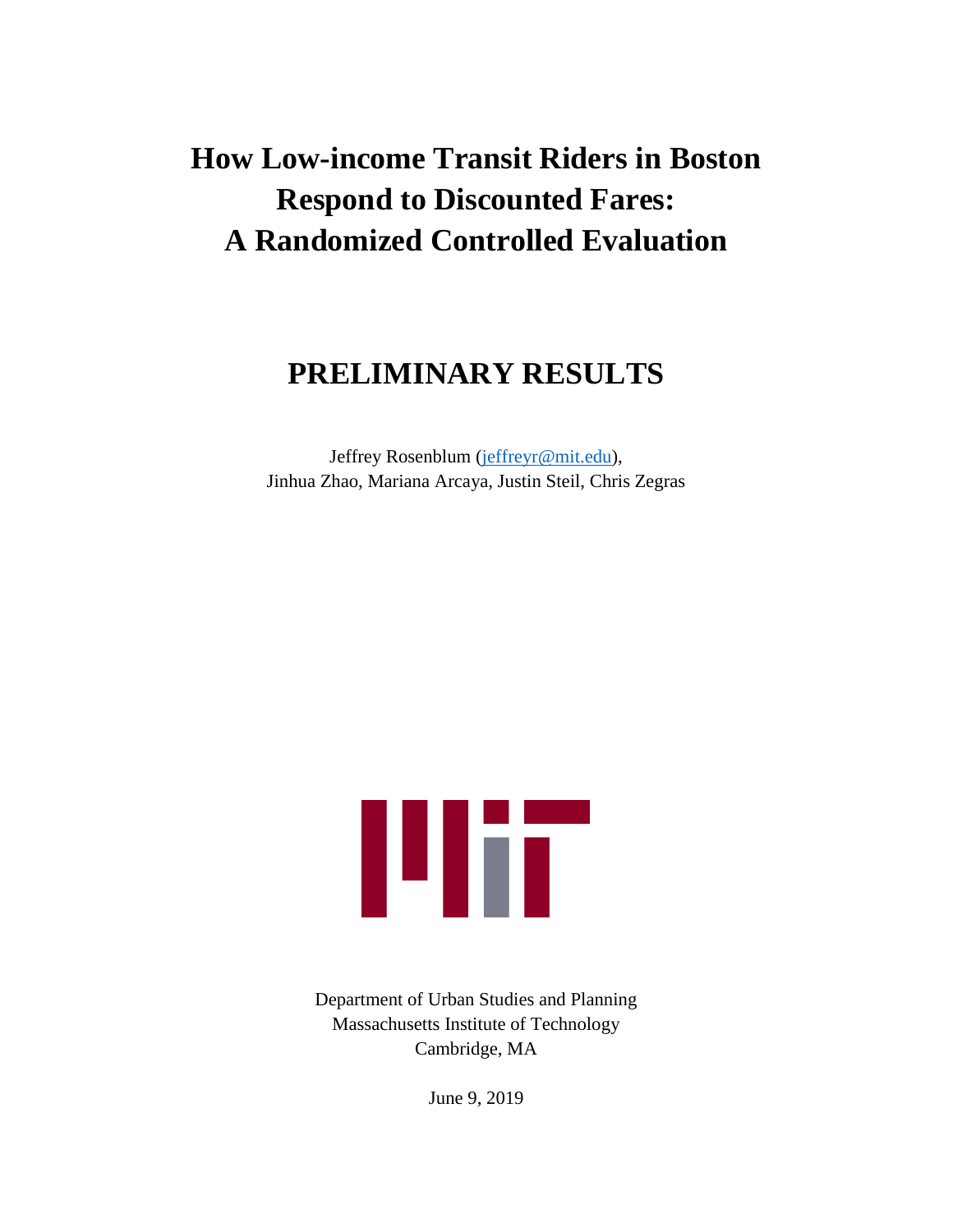# How Low-income Transit Riders in Boston Respond to Discounted Fares: A Randomized Controlled Evaluation

## PRELIMINARY RESULTS

Jeffrey Rosenblum (jeffreyr@mit.edu),
Jinhua Zhao, Mariana Arcaya, Justin Steil, Chris Zegras

Department of Urban Studies and Planning
Massachusetts Institute of Technology
Cambridge, MA

June 9, 2019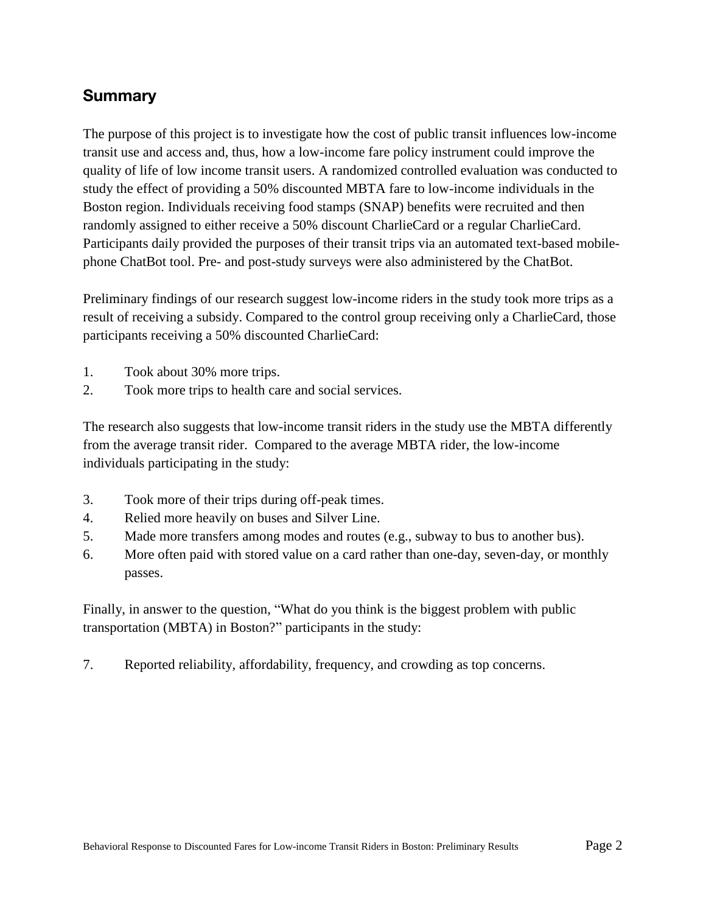## Summary

The purpose of this project is to investigate how the cost of public transit influences low-income transit use and access and, thus, how a low-income fare policy instrument could improve the quality of life of low income transit users. A randomized controlled evaluation was conducted to study the effect of providing a 50% discounted MBTA fare to low-income individuals in the Boston region. Individuals receiving food stamps (SNAP) benefits were recruited and then randomly assigned to either receive a 50% discount CharlieCard or a regular CharlieCard. Participants daily provided the purposes of their transit trips via an automated text-based mobile-phone ChatBot tool. Pre- and post-study surveys were also administered by the ChatBot.

Preliminary findings of our research suggest low-income riders in the study took more trips as a result of receiving a subsidy. Compared to the control group receiving only a CharlieCard, those participants receiving a 50% discounted CharlieCard:

1. Took about 30% more trips.
2. Took more trips to health care and social services.

The research also suggests that low-income transit riders in the study use the MBTA differently from the average transit rider. Compared to the average MBTA rider, the low-income individuals participating in the study:

3. Took more of their trips during off-peak times.
4. Relied more heavily on buses and Silver Line.
5. Made more transfers among modes and routes (e.g., subway to bus to another bus).
6. More often paid with stored value on a card rather than one-day, seven-day, or monthly passes.

Finally, in answer to the question, "What do you think is the biggest problem with public transportation (MBTA) in Boston?" participants in the study:

7. Reported reliability, affordability, frequency, and crowding as top concerns.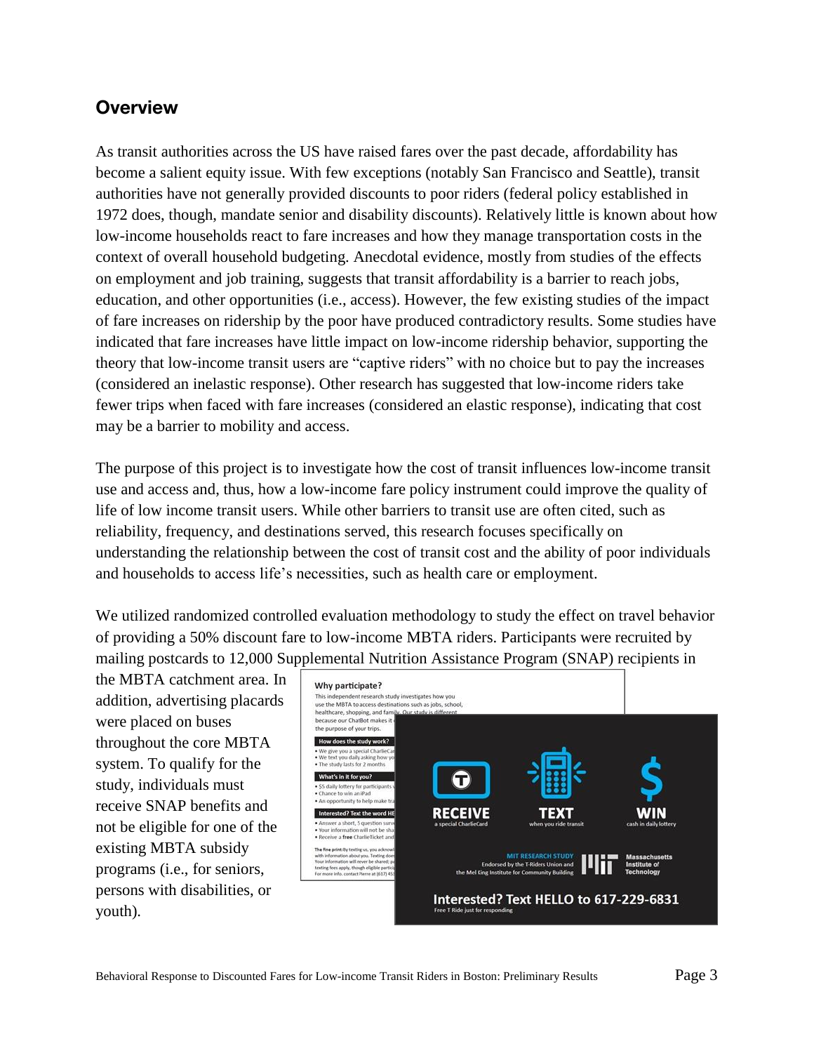## Overview

As transit authorities across the US have raised fares over the past decade, affordability has become a salient equity issue. With few exceptions (notably San Francisco and Seattle), transit authorities have not generally provided discounts to poor riders (federal policy established in 1972 does, though, mandate senior and disability discounts). Relatively little is known about how low-income households react to fare increases and how they manage transportation costs in the context of overall household budgeting. Anecdotal evidence, mostly from studies of the effects on employment and job training, suggests that transit affordability is a barrier to reach jobs, education, and other opportunities (i.e., access). However, the few existing studies of the impact of fare increases on ridership by the poor have produced contradictory results. Some studies have indicated that fare increases have little impact on low-income ridership behavior, supporting the theory that low-income transit users are "captive riders" with no choice but to pay the increases (considered an inelastic response). Other research has suggested that low-income riders take fewer trips when faced with fare increases (considered an elastic response), indicating that cost may be a barrier to mobility and access.

The purpose of this project is to investigate how the cost of transit influences low-income transit use and access and, thus, how a low-income fare policy instrument could improve the quality of life of low income transit users. While other barriers to transit use are often cited, such as reliability, frequency, and destinations served, this research focuses specifically on understanding the relationship between the cost of transit cost and the ability of poor individuals and households to access life's necessities, such as health care or employment.

We utilized randomized controlled evaluation methodology to study the effect on travel behavior of providing a 50% discount fare to low-income MBTA riders. Participants were recruited by mailing postcards to 12,000 Supplemental Nutrition Assistance Program (SNAP) recipients in the MBTA catchment area. In addition, advertising placards were placed on buses throughout the core MBTA system. To qualify for the study, individuals must receive SNAP benefits and not be eligible for one of the existing MBTA subsidy programs (i.e., for seniors, persons with disabilities, or youth).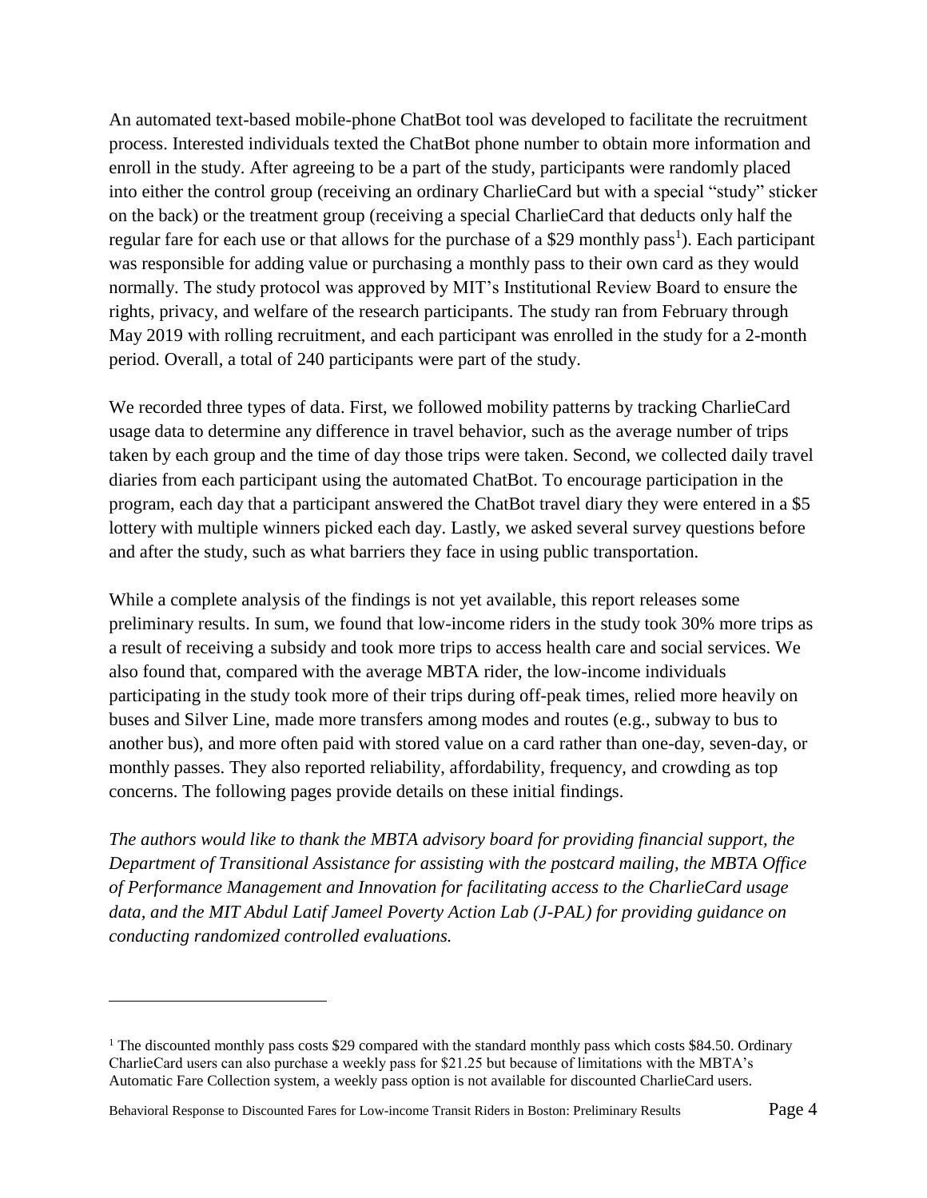An automated text-based mobile-phone ChatBot tool was developed to facilitate the recruitment process. Interested individuals texted the ChatBot phone number to obtain more information and enroll in the study. After agreeing to be a part of the study, participants were randomly placed into either the control group (receiving an ordinary CharlieCard but with a special "study" sticker on the back) or the treatment group (receiving a special CharlieCard that deducts only half the regular fare for each use or that allows for the purchase of a $29 monthly pass[1]). Each participant was responsible for adding value or purchasing a monthly pass to their own card as they would normally. The study protocol was approved by MIT's Institutional Review Board to ensure the rights, privacy, and welfare of the research participants. The study ran from February through May 2019 with rolling recruitment, and each participant was enrolled in the study for a 2-month period. Overall, a total of 240 participants were part of the study.

We recorded three types of data. First, we followed mobility patterns by tracking CharlieCard usage data to determine any difference in travel behavior, such as the average number of trips taken by each group and the time of day those trips were taken. Second, we collected daily travel diaries from each participant using the automated ChatBot. To encourage participation in the program, each day that a participant answered the ChatBot travel diary they were entered in a $5 lottery with multiple winners picked each day. Lastly, we asked several survey questions before and after the study, such as what barriers they face in using public transportation.

While a complete analysis of the findings is not yet available, this report releases some preliminary results. In sum, we found that low-income riders in the study took 30% more trips as a result of receiving a subsidy and took more trips to access health care and social services. We also found that, compared with the average MBTA rider, the low-income individuals participating in the study took more of their trips during off-peak times, relied more heavily on buses and Silver Line, made more transfers among modes and routes (e.g., subway to bus to another bus), and more often paid with stored value on a card rather than one-day, seven-day, or monthly passes. They also reported reliability, affordability, frequency, and crowding as top concerns. The following pages provide details on these initial findings.

*The authors would like to thank the MBTA advisory board for providing financial support, the Department of Transitional Assistance for assisting with the postcard mailing, the MBTA Office of Performance Management and Innovation for facilitating access to the CharlieCard usage data, and the MIT Abdul Latif Jameel Poverty Action Lab (J-PAL) for providing guidance on conducting randomized controlled evaluations.*

---

[1] The discounted monthly pass costs $29 compared with the standard monthly pass which costs $84.50. Ordinary CharlieCard users can also purchase a weekly pass for $21.25 but because of limitations with the MBTA's Automatic Fare Collection system, a weekly pass option is not available for discounted CharlieCard users.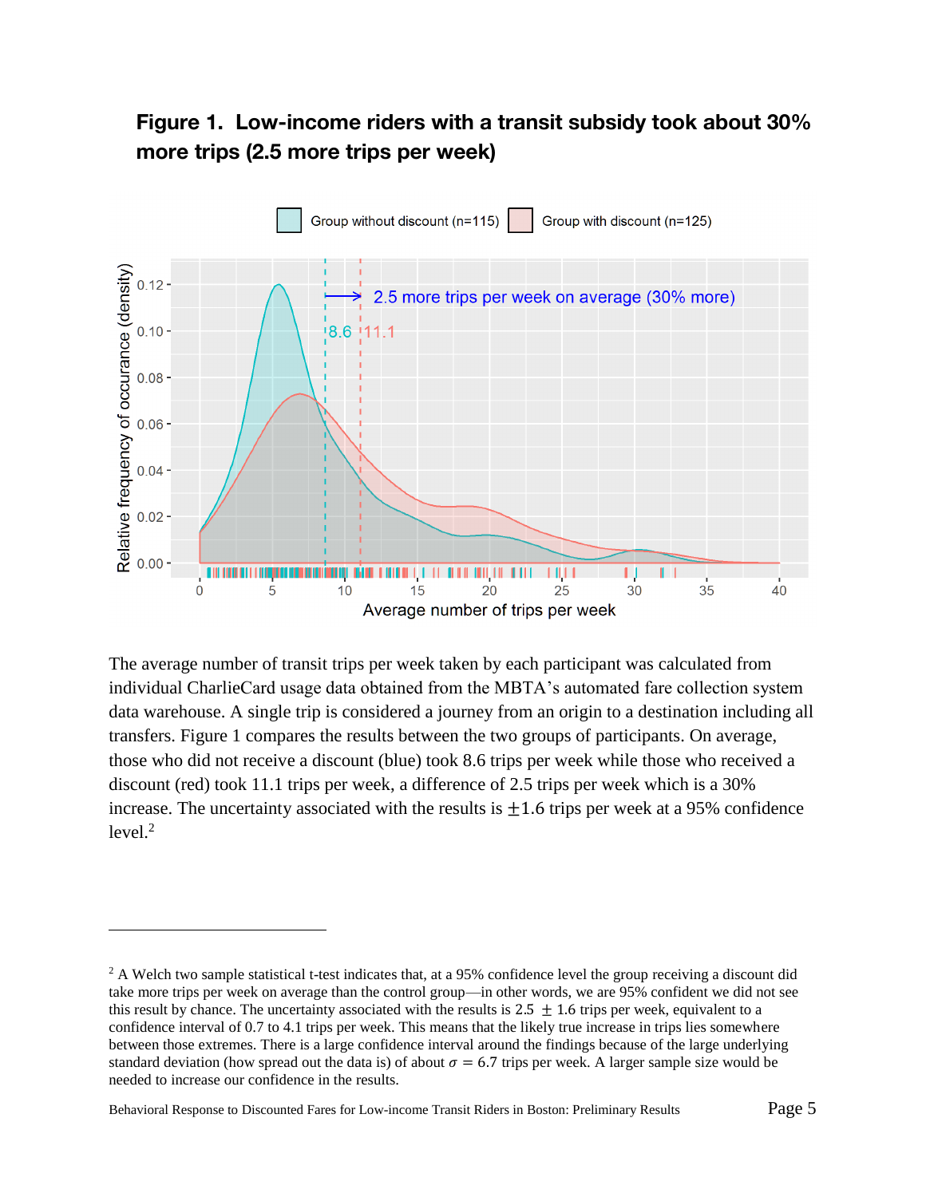**Figure 1. Low-income riders with a transit subsidy took about 30% more trips (2.5 more trips per week)**

The average number of transit trips per week taken by each participant was calculated from individual CharlieCard usage data obtained from the MBTA's automated fare collection system data warehouse. A single trip is considered a journey from an origin to a destination including all transfers. Figure 1 compares the results between the two groups of participants. On average, those who did not receive a discount (blue) took 8.6 trips per week while those who received a discount (red) took 11.1 trips per week, a difference of 2.5 trips per week which is a 30% increase. The uncertainty associated with the results is ±1.6 trips per week at a 95% confidence level.[2]

---

[2] A Welch two sample statistical t-test indicates that, at a 95% confidence level the group receiving a discount did take more trips per week on average than the control group—in other words, we are 95% confident we did not see this result by chance. The uncertainty associated with the results is 2.5 ± 1.6 trips per week, equivalent to a confidence interval of 0.7 to 4.1 trips per week. This means that the likely true increase in trips lies somewhere between those extremes. There is a large confidence interval around the findings because of the large underlying standard deviation (how spread out the data is) of about $\sigma = 6.7$ trips per week. A larger sample size would be needed to increase our confidence in the results.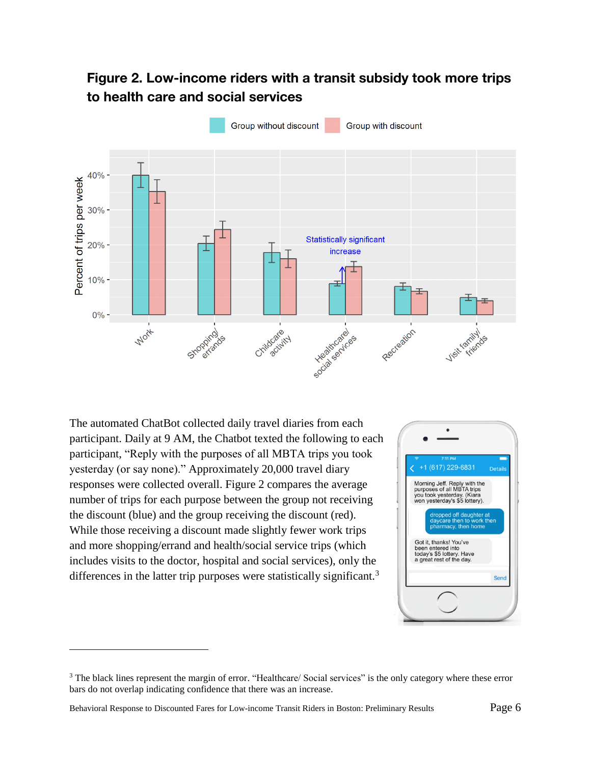**Figure 2. Low-income riders with a transit subsidy took more trips to health care and social services**

The automated ChatBot collected daily travel diaries from each participant. Daily at 9 AM, the Chatbot texted the following to each participant, "Reply with the purposes of all MBTA trips you took yesterday (or say none)." Approximately 20,000 travel diary responses were collected overall. Figure 2 compares the average number of trips for each purpose between the group not receiving the discount (blue) and the group receiving the discount (red). While those receiving a discount made slightly fewer work trips and more shopping/errand and health/social service trips (which includes visits to the doctor, hospital and social services), only the differences in the latter trip purposes were statistically significant.[3]

---

[3] The black lines represent the margin of error. "Healthcare/ Social services" is the only category where these error bars do not overlap indicating confidence that there was an increase.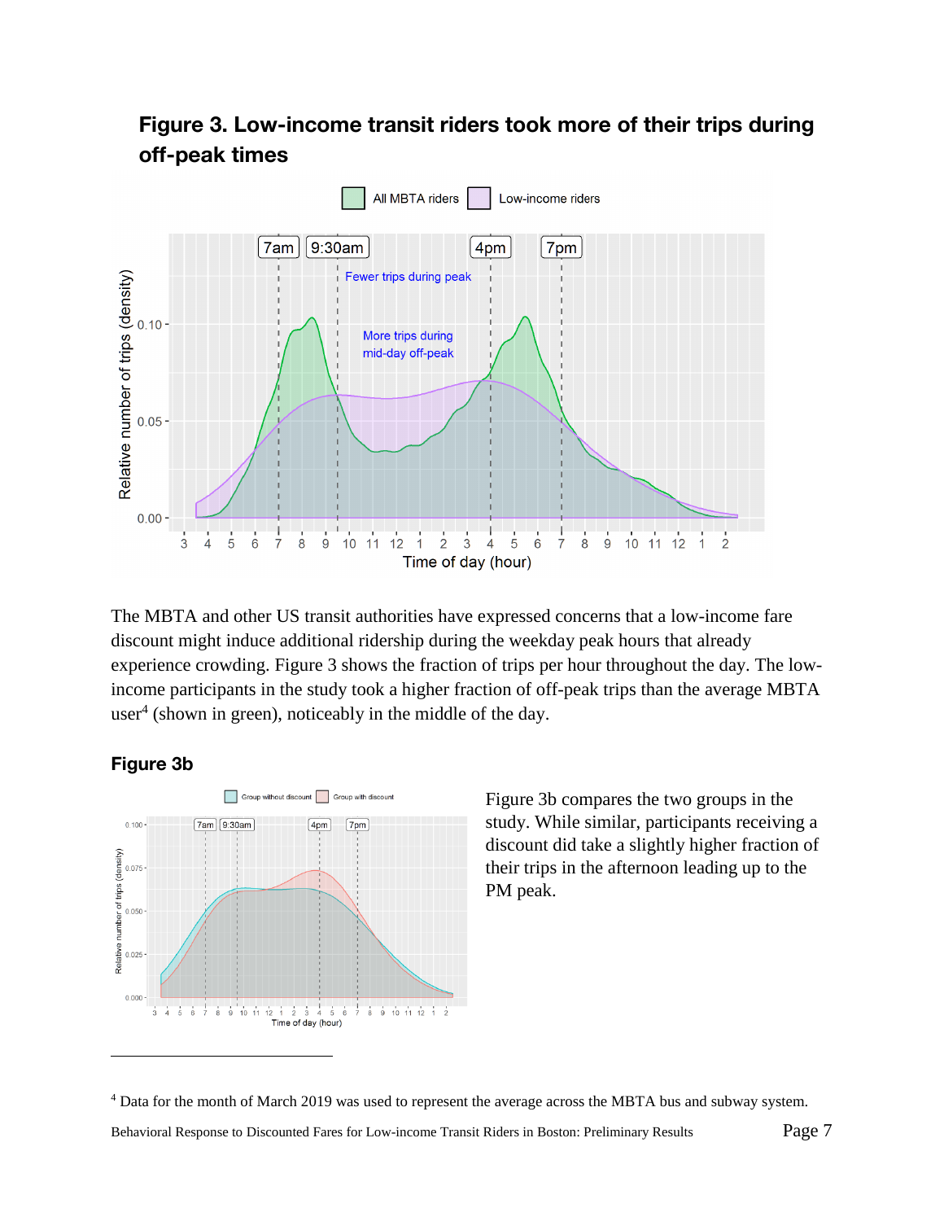## Figure 3. Low-income transit riders took more of their trips during off-peak times

The MBTA and other US transit authorities have expressed concerns that a low-income fare discount might induce additional ridership during the weekday peak hours that already experience crowding. Figure 3 shows the fraction of trips per hour throughout the day. The low-income participants in the study took a higher fraction of off-peak trips than the average MBTA user[4] (shown in green), noticeably in the middle of the day.

### Figure 3b

Figure 3b compares the two groups in the study. While similar, participants receiving a discount did take a slightly higher fraction of their trips in the afternoon leading up to the PM peak.

[4] Data for the month of March 2019 was used to represent the average across the MBTA bus and subway system.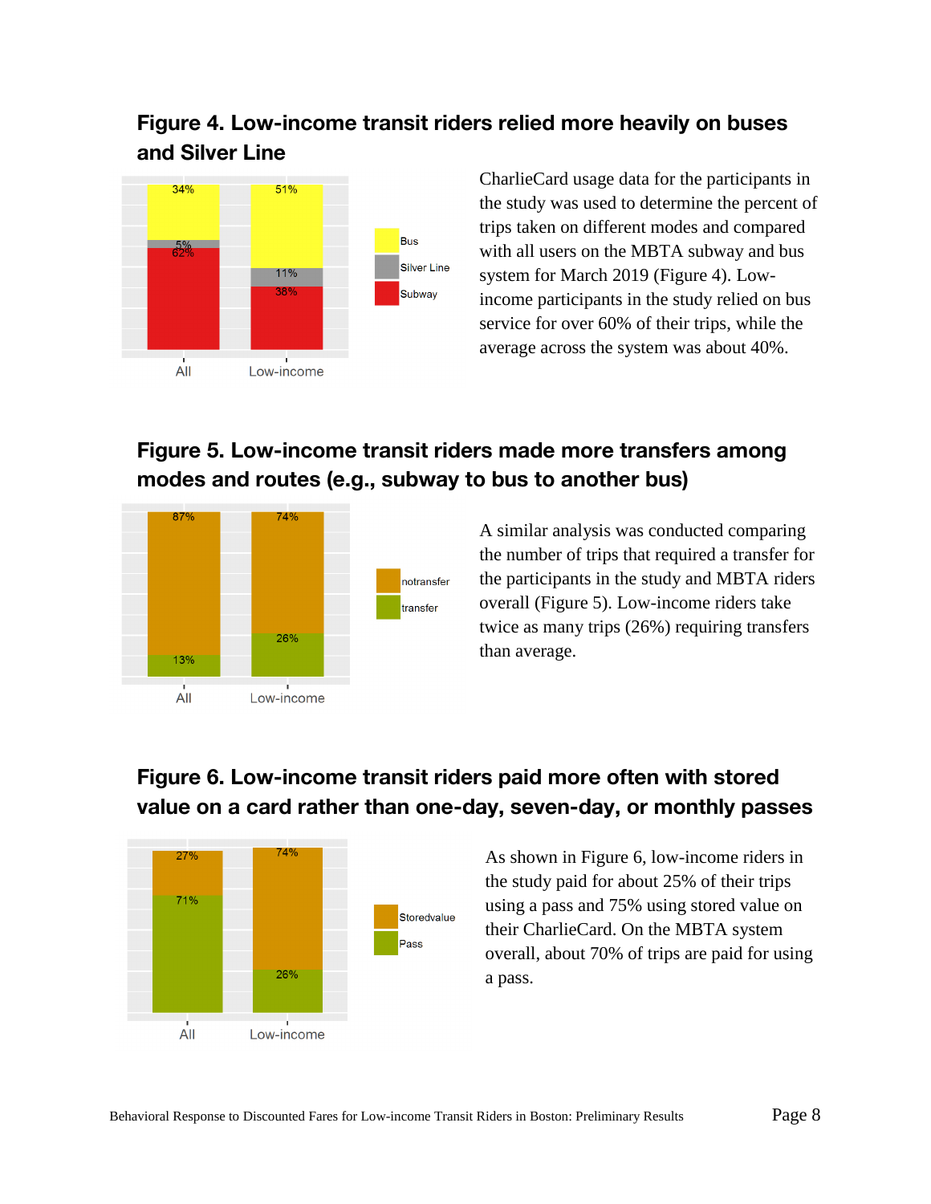## Figure 4. Low-income transit riders relied more heavily on buses and Silver Line

CharlieCard usage data for the participants in the study was used to determine the percent of trips taken on different modes and compared with all users on the MBTA subway and bus system for March 2019 (Figure 4). Low-income participants in the study relied on bus service for over 60% of their trips, while the average across the system was about 40%.

## Figure 5. Low-income transit riders made more transfers among modes and routes (e.g., subway to bus to another bus)

A similar analysis was conducted comparing the number of trips that required a transfer for the participants in the study and MBTA riders overall (Figure 5). Low-income riders take twice as many trips (26%) requiring transfers than average.

## Figure 6. Low-income transit riders paid more often with stored value on a card rather than one-day, seven-day, or monthly passes

As shown in Figure 6, low-income riders in the study paid for about 25% of their trips using a pass and 75% using stored value on their CharlieCard. On the MBTA system overall, about 70% of trips are paid for using a pass.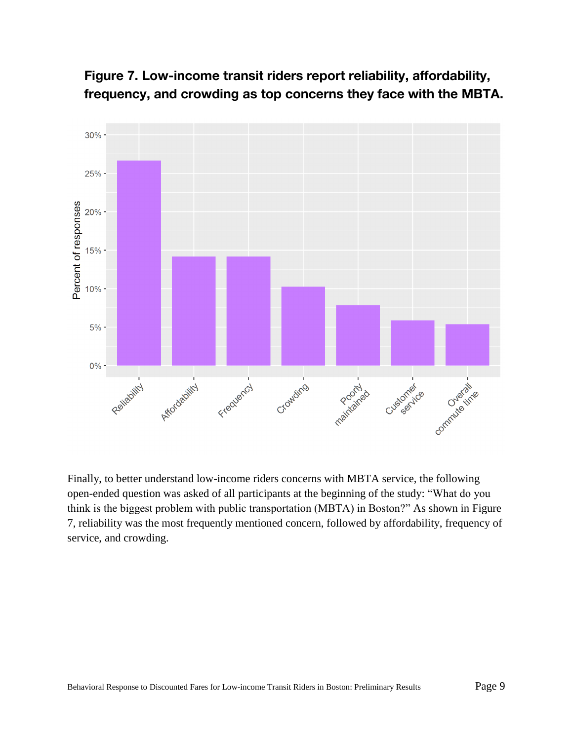**Figure 7. Low-income transit riders report reliability, affordability, frequency, and crowding as top concerns they face with the MBTA.**

Finally, to better understand low-income riders concerns with MBTA service, the following open-ended question was asked of all participants at the beginning of the study: "What do you think is the biggest problem with public transportation (MBTA) in Boston?" As shown in Figure 7, reliability was the most frequently mentioned concern, followed by affordability, frequency of service, and crowding.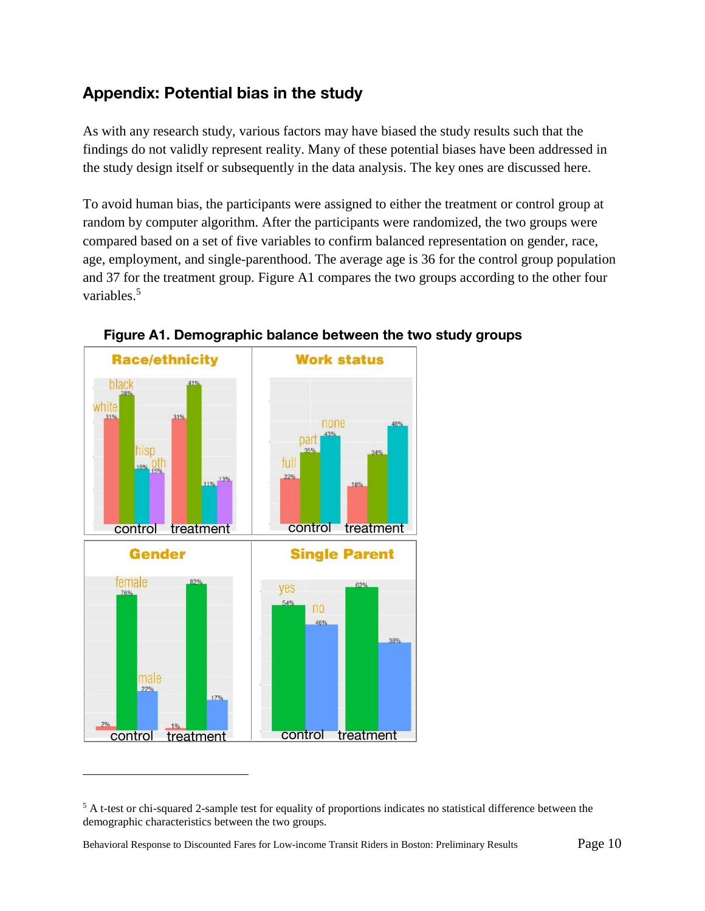## Appendix: Potential bias in the study

As with any research study, various factors may have biased the study results such that the findings do not validly represent reality. Many of these potential biases have been addressed in the study design itself or subsequently in the data analysis. The key ones are discussed here.

To avoid human bias, the participants were assigned to either the treatment or control group at random by computer algorithm. After the participants were randomized, the two groups were compared based on a set of five variables to confirm balanced representation on gender, race, age, employment, and single-parenthood. The average age is 36 for the control group population and 37 for the treatment group. Figure A1 compares the two groups according to the other four variables.[5]

**Figure A1. Demographic balance between the two study groups**

---

[5] A t-test or chi-squared 2-sample test for equality of proportions indicates no statistical difference between the demographic characteristics between the two groups.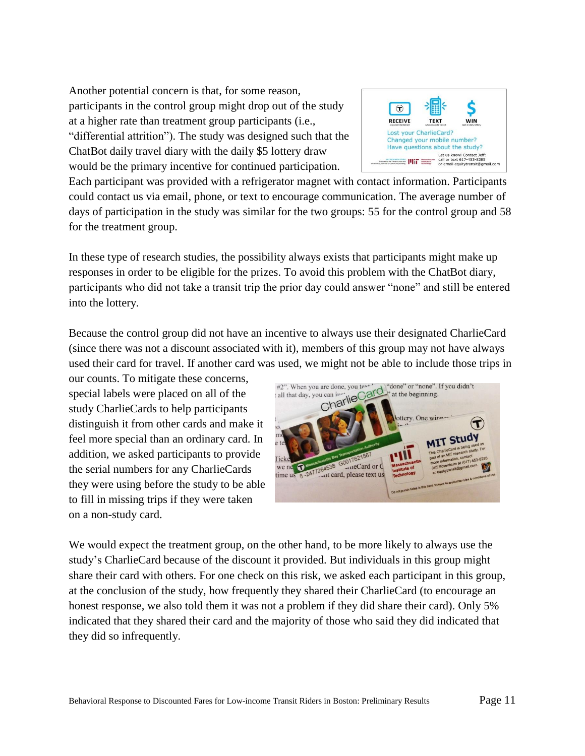Another potential concern is that, for some reason, participants in the control group might drop out of the study at a higher rate than treatment group participants (i.e., "differential attrition"). The study was designed such that the ChatBot daily travel diary with the daily $5 lottery draw would be the primary incentive for continued participation. Each participant was provided with a refrigerator magnet with contact information. Participants could contact us via email, phone, or text to encourage communication. The average number of days of participation in the study was similar for the two groups: 55 for the control group and 58 for the treatment group.

In these type of research studies, the possibility always exists that participants might make up responses in order to be eligible for the prizes. To avoid this problem with the ChatBot diary, participants who did not take a transit trip the prior day could answer "none" and still be entered into the lottery.

Because the control group did not have an incentive to always use their designated CharlieCard (since there was not a discount associated with it), members of this group may not have always used their card for travel. If another card was used, we might not be able to include those trips in our counts. To mitigate these concerns, special labels were placed on all of the study CharlieCards to help participants distinguish it from other cards and make it feel more special than an ordinary card. In addition, we asked participants to provide the serial numbers for any CharlieCards they were using before the study to be able to fill in missing trips if they were taken on a non-study card.

We would expect the treatment group, on the other hand, to be more likely to always use the study's CharlieCard because of the discount it provided. But individuals in this group might share their card with others. For one check on this risk, we asked each participant in this group, at the conclusion of the study, how frequently they shared their CharlieCard (to encourage an honest response, we also told them it was not a problem if they did share their card). Only 5% indicated that they shared their card and the majority of those who said they did indicated that they did so infrequently.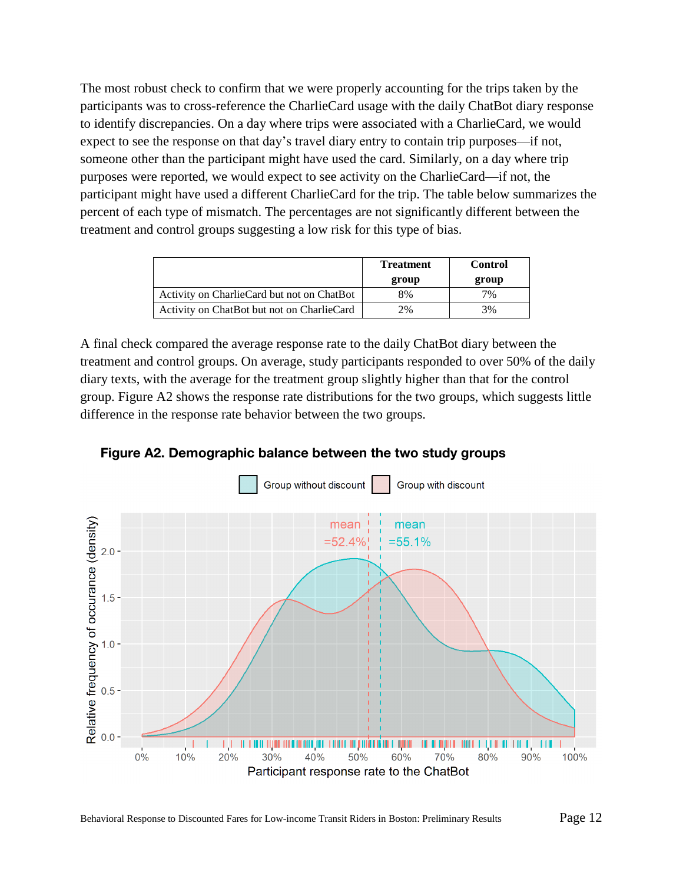The most robust check to confirm that we were properly accounting for the trips taken by the participants was to cross-reference the CharlieCard usage with the daily ChatBot diary response to identify discrepancies. On a day where trips were associated with a CharlieCard, we would expect to see the response on that day's travel diary entry to contain trip purposes—if not, someone other than the participant might have used the card. Similarly, on a day where trip purposes were reported, we would expect to see activity on the CharlieCard—if not, the participant might have used a different CharlieCard for the trip. The table below summarizes the percent of each type of mismatch. The percentages are not significantly different between the treatment and control groups suggesting a low risk for this type of bias.

| | Treatment group | Control group |
|---|---|---|
| Activity on CharlieCard but not on ChatBot | 8% | 7% |
| Activity on ChatBot but not on CharlieCard | 2% | 3% |

A final check compared the average response rate to the daily ChatBot diary between the treatment and control groups. On average, study participants responded to over 50% of the daily diary texts, with the average for the treatment group slightly higher than that for the control group. Figure A2 shows the response rate distributions for the two groups, which suggests little difference in the response rate behavior between the two groups.

**Figure A2. Demographic balance between the two study groups**

Group without discount
Group with discount

mean =52.4%
mean =55.1%

Relative frequency of occurance (density)
0.0
0.5
1.0
1.5
2.0

0%
10%
20%
30%
40%
50%
60%
70%
80%
90%
100%
Participant response rate to the ChatBot